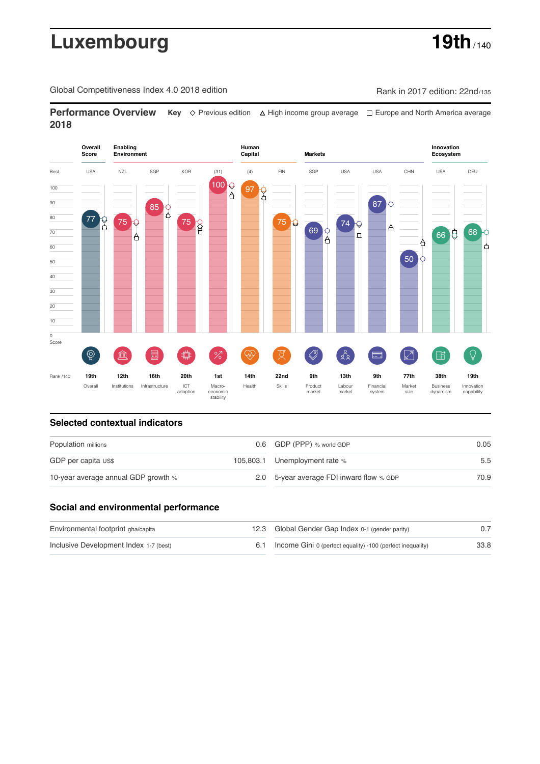# Luxembourg

**19th** / 140

Global Competitiveness Index 4.0 2018 edition

Rank in 2017 edition: 22nd/135

## Performance Overview 2018

**Key** ◇ Previous edition △ High income group average □ Europe and North America average

| | Overall Score | Enabling Environment | | | | Human Capital | | Markets | | | | Innovation Ecosystem | |
|---|---|---|---|---|---|---|---|---|---|---|---|---|---|
| Best | USA | NZL | SGP | KOR | (31) | (4) | FIN | SGP | USA | USA | CHN | USA | DEU |
| Score | 77 | 75 | 85 | 75 | 100 | 97 | 75 | 69 | 74 | 87 | 50 | 66 | 68 |
| Rank /140 | 19th | 12th | 16th | 20th | 1st | 14th | 22nd | 9th | 13th | 9th | 77th | 38th | 19th |
| | Overall | Institutions | Infrastructure | ICT adoption | Macro-economic stability | Health | Skills | Product market | Labour market | Financial system | Market size | Business dynamism | Innovation capability |

## Selected contextual indicators

| | | | |
|---|---|---|---|
| Population millions | 0.6 | GDP (PPP) % world GDP | 0.05 |
| GDP per capita US$ | 105,803.1 | Unemployment rate % | 5.5 |
| 10-year average annual GDP growth % | 2.0 | 5-year average FDI inward flow % GDP | 70.9 |

## Social and environmental performance

| | | | |
|---|---|---|---|
| Environmental footprint gha/capita | 12.3 | Global Gender Gap Index 0-1 (gender parity) | 0.7 |
| Inclusive Development Index 1-7 (best) | 6.1 | Income Gini 0 (perfect equality) -100 (perfect inequality) | 33.8 |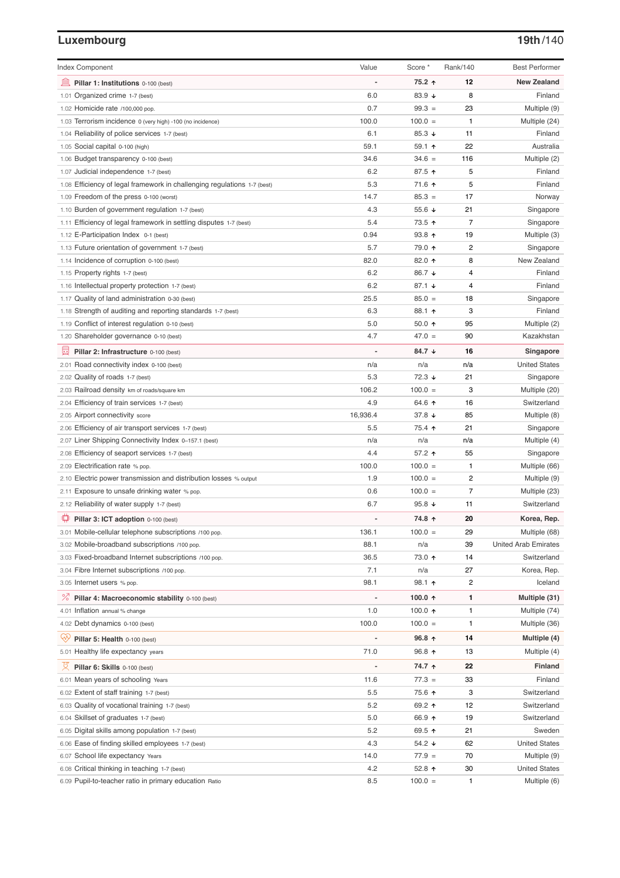## Luxembourg

**19th/140**

| Index Component | Value | Score * | Rank/140 | Best Performer |
|---|---|---|---|---|
| **Pillar 1: Institutions** 0-100 (best) | - | **75.2 ↑** | **12** | **New Zealand** |
| 1.01 Organized crime 1-7 (best) | 6.0 | 83.9 ↓ | 8 | Finland |
| 1.02 Homicide rate /100,000 pop. | 0.7 | 99.3 = | 23 | Multiple (9) |
| 1.03 Terrorism incidence 0 (very high) -100 (no incidence) | 100.0 | 100.0 = | 1 | Multiple (24) |
| 1.04 Reliability of police services 1-7 (best) | 6.1 | 85.3 ↓ | 11 | Finland |
| 1.05 Social capital 0-100 (high) | 59.1 | 59.1 ↑ | 22 | Australia |
| 1.06 Budget transparency 0-100 (best) | 34.6 | 34.6 = | 116 | Multiple (2) |
| 1.07 Judicial independence 1-7 (best) | 6.2 | 87.5 ↑ | 5 | Finland |
| 1.08 Efficiency of legal framework in challenging regulations 1-7 (best) | 5.3 | 71.6 ↑ | 5 | Finland |
| 1.09 Freedom of the press 0-100 (worst) | 14.7 | 85.3 = | 17 | Norway |
| 1.10 Burden of government regulation 1-7 (best) | 4.3 | 55.6 ↓ | 21 | Singapore |
| 1.11 Efficiency of legal framework in settling disputes 1-7 (best) | 5.4 | 73.5 ↑ | 7 | Singapore |
| 1.12 E-Participation Index 0-1 (best) | 0.94 | 93.8 ↑ | 19 | Multiple (3) |
| 1.13 Future orientation of government 1-7 (best) | 5.7 | 79.0 ↑ | 2 | Singapore |
| 1.14 Incidence of corruption 0-100 (best) | 82.0 | 82.0 ↑ | 8 | New Zealand |
| 1.15 Property rights 1-7 (best) | 6.2 | 86.7 ↓ | 4 | Finland |
| 1.16 Intellectual property protection 1-7 (best) | 6.2 | 87.1 ↓ | 4 | Finland |
| 1.17 Quality of land administration 0-30 (best) | 25.5 | 85.0 = | 18 | Singapore |
| 1.18 Strength of auditing and reporting standards 1-7 (best) | 6.3 | 88.1 ↑ | 3 | Finland |
| 1.19 Conflict of interest regulation 0-10 (best) | 5.0 | 50.0 ↑ | 95 | Multiple (2) |
| 1.20 Shareholder governance 0-10 (best) | 4.7 | 47.0 = | 90 | Kazakhstan |
| **Pillar 2: Infrastructure** 0-100 (best) | - | **84.7 ↓** | **16** | **Singapore** |
| 2.01 Road connectivity index 0-100 (best) | n/a | n/a | n/a | United States |
| 2.02 Quality of roads 1-7 (best) | 5.3 | 72.3 ↓ | 21 | Singapore |
| 2.03 Railroad density km of roads/square km | 106.2 | 100.0 = | 3 | Multiple (20) |
| 2.04 Efficiency of train services 1-7 (best) | 4.9 | 64.6 ↑ | 16 | Switzerland |
| 2.05 Airport connectivity score | 16,936.4 | 37.8 ↓ | 85 | Multiple (8) |
| 2.06 Efficiency of air transport services 1-7 (best) | 5.5 | 75.4 ↑ | 21 | Singapore |
| 2.07 Liner Shipping Connectivity Index 0–157.1 (best) | n/a | n/a | n/a | Multiple (4) |
| 2.08 Efficiency of seaport services 1-7 (best) | 4.4 | 57.2 ↑ | 55 | Singapore |
| 2.09 Electrification rate % pop. | 100.0 | 100.0 = | 1 | Multiple (66) |
| 2.10 Electric power transmission and distribution losses % output | 1.9 | 100.0 = | 2 | Multiple (9) |
| 2.11 Exposure to unsafe drinking water % pop. | 0.6 | 100.0 = | 7 | Multiple (23) |
| 2.12 Reliability of water supply 1-7 (best) | 6.7 | 95.8 ↓ | 11 | Switzerland |
| **Pillar 3: ICT adoption** 0-100 (best) | - | **74.8 ↑** | **20** | **Korea, Rep.** |
| 3.01 Mobile-cellular telephone subscriptions /100 pop. | 136.1 | 100.0 = | 29 | Multiple (68) |
| 3.02 Mobile-broadband subscriptions /100 pop. | 88.1 | n/a | 39 | United Arab Emirates |
| 3.03 Fixed-broadband Internet subscriptions /100 pop. | 36.5 | 73.0 ↑ | 14 | Switzerland |
| 3.04 Fibre Internet subscriptions /100 pop. | 7.1 | n/a | 27 | Korea, Rep. |
| 3.05 Internet users % pop. | 98.1 | 98.1 ↑ | 2 | Iceland |
| **Pillar 4: Macroeconomic stability** 0-100 (best) | - | **100.0 ↑** | **1** | **Multiple (31)** |
| 4.01 Inflation annual % change | 1.0 | 100.0 ↑ | 1 | Multiple (74) |
| 4.02 Debt dynamics 0-100 (best) | 100.0 | 100.0 = | 1 | Multiple (36) |
| **Pillar 5: Health** 0-100 (best) | - | **96.8 ↑** | **14** | **Multiple (4)** |
| 5.01 Healthy life expectancy years | 71.0 | 96.8 ↑ | 13 | Multiple (4) |
| **Pillar 6: Skills** 0-100 (best) | - | **74.7 ↑** | **22** | **Finland** |
| 6.01 Mean years of schooling Years | 11.6 | 77.3 = | 33 | Finland |
| 6.02 Extent of staff training 1-7 (best) | 5.5 | 75.6 ↑ | 3 | Switzerland |
| 6.03 Quality of vocational training 1-7 (best) | 5.2 | 69.2 ↑ | 12 | Switzerland |
| 6.04 Skillset of graduates 1-7 (best) | 5.0 | 66.9 ↑ | 19 | Switzerland |
| 6.05 Digital skills among population 1-7 (best) | 5.2 | 69.5 ↑ | 21 | Sweden |
| 6.06 Ease of finding skilled employees 1-7 (best) | 4.3 | 54.2 ↓ | 62 | United States |
| 6.07 School life expectancy Years | 14.0 | 77.9 = | 70 | Multiple (9) |
| 6.08 Critical thinking in teaching 1-7 (best) | 4.2 | 52.8 ↑ | 30 | United States |
| 6.09 Pupil-to-teacher ratio in primary education Ratio | 8.5 | 100.0 = | 1 | Multiple (6) |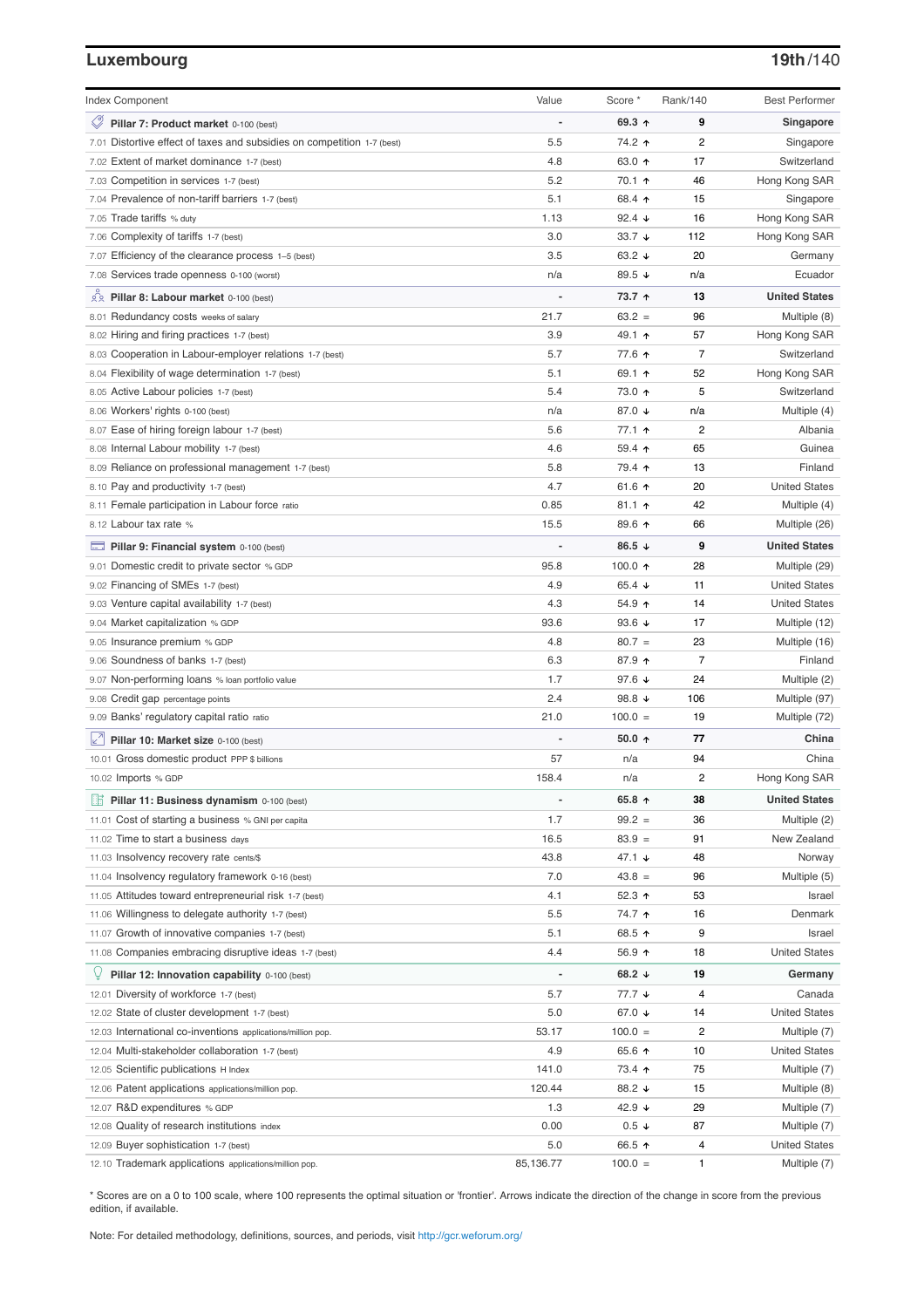## Luxembourg

**19th**/140

| Index Component | Value | Score * | Rank/140 | Best Performer |
|---|---|---|---|---|
| **Pillar 7: Product market** 0-100 (best) | - | **69.3 ↑** | **9** | **Singapore** |
| 7.01 Distortive effect of taxes and subsidies on competition 1-7 (best) | 5.5 | 74.2 ↑ | 2 | Singapore |
| 7.02 Extent of market dominance 1-7 (best) | 4.8 | 63.0 ↑ | 17 | Switzerland |
| 7.03 Competition in services 1-7 (best) | 5.2 | 70.1 ↑ | 46 | Hong Kong SAR |
| 7.04 Prevalence of non-tariff barriers 1-7 (best) | 5.1 | 68.4 ↑ | 15 | Singapore |
| 7.05 Trade tariffs % duty | 1.13 | 92.4 ↓ | 16 | Hong Kong SAR |
| 7.06 Complexity of tariffs 1-7 (best) | 3.0 | 33.7 ↓ | 112 | Hong Kong SAR |
| 7.07 Efficiency of the clearance process 1–5 (best) | 3.5 | 63.2 ↓ | 20 | Germany |
| 7.08 Services trade openness 0-100 (worst) | n/a | 89.5 ↓ | n/a | Ecuador |
| **Pillar 8: Labour market** 0-100 (best) | - | **73.7 ↑** | **13** | **United States** |
| 8.01 Redundancy costs weeks of salary | 21.7 | 63.2 = | 96 | Multiple (8) |
| 8.02 Hiring and firing practices 1-7 (best) | 3.9 | 49.1 ↑ | 57 | Hong Kong SAR |
| 8.03 Cooperation in Labour-employer relations 1-7 (best) | 5.7 | 77.6 ↑ | 7 | Switzerland |
| 8.04 Flexibility of wage determination 1-7 (best) | 5.1 | 69.1 ↑ | 52 | Hong Kong SAR |
| 8.05 Active Labour policies 1-7 (best) | 5.4 | 73.0 ↑ | 5 | Switzerland |
| 8.06 Workers' rights 0-100 (best) | n/a | 87.0 ↓ | n/a | Multiple (4) |
| 8.07 Ease of hiring foreign labour 1-7 (best) | 5.6 | 77.1 ↑ | 2 | Albania |
| 8.08 Internal Labour mobility 1-7 (best) | 4.6 | 59.4 ↑ | 65 | Guinea |
| 8.09 Reliance on professional management 1-7 (best) | 5.8 | 79.4 ↑ | 13 | Finland |
| 8.10 Pay and productivity 1-7 (best) | 4.7 | 61.6 ↑ | 20 | United States |
| 8.11 Female participation in Labour force ratio | 0.85 | 81.1 ↑ | 42 | Multiple (4) |
| 8.12 Labour tax rate % | 15.5 | 89.6 ↑ | 66 | Multiple (26) |
| **Pillar 9: Financial system** 0-100 (best) | - | **86.5 ↓** | **9** | **United States** |
| 9.01 Domestic credit to private sector % GDP | 95.8 | 100.0 ↑ | 28 | Multiple (29) |
| 9.02 Financing of SMEs 1-7 (best) | 4.9 | 65.4 ↓ | 11 | United States |
| 9.03 Venture capital availability 1-7 (best) | 4.3 | 54.9 ↑ | 14 | United States |
| 9.04 Market capitalization % GDP | 93.6 | 93.6 ↓ | 17 | Multiple (12) |
| 9.05 Insurance premium % GDP | 4.8 | 80.7 = | 23 | Multiple (16) |
| 9.06 Soundness of banks 1-7 (best) | 6.3 | 87.9 ↑ | 7 | Finland |
| 9.07 Non-performing loans % loan portfolio value | 1.7 | 97.6 ↓ | 24 | Multiple (2) |
| 9.08 Credit gap percentage points | 2.4 | 98.8 ↓ | 106 | Multiple (97) |
| 9.09 Banks' regulatory capital ratio ratio | 21.0 | 100.0 = | 19 | Multiple (72) |
| **Pillar 10: Market size** 0-100 (best) | - | **50.0 ↑** | **77** | **China** |
| 10.01 Gross domestic product PPP $ billions | 57 | n/a | 94 | China |
| 10.02 Imports % GDP | 158.4 | n/a | 2 | Hong Kong SAR |
| **Pillar 11: Business dynamism** 0-100 (best) | - | **65.8 ↑** | **38** | **United States** |
| 11.01 Cost of starting a business % GNI per capita | 1.7 | 99.2 = | 36 | Multiple (2) |
| 11.02 Time to start a business days | 16.5 | 83.9 = | 91 | New Zealand |
| 11.03 Insolvency recovery rate cents/$ | 43.8 | 47.1 ↓ | 48 | Norway |
| 11.04 Insolvency regulatory framework 0-16 (best) | 7.0 | 43.8 = | 96 | Multiple (5) |
| 11.05 Attitudes toward entrepreneurial risk 1-7 (best) | 4.1 | 52.3 ↑ | 53 | Israel |
| 11.06 Willingness to delegate authority 1-7 (best) | 5.5 | 74.7 ↑ | 16 | Denmark |
| 11.07 Growth of innovative companies 1-7 (best) | 5.1 | 68.5 ↑ | 9 | Israel |
| 11.08 Companies embracing disruptive ideas 1-7 (best) | 4.4 | 56.9 ↑ | 18 | United States |
| **Pillar 12: Innovation capability** 0-100 (best) | - | **68.2 ↓** | **19** | **Germany** |
| 12.01 Diversity of workforce 1-7 (best) | 5.7 | 77.7 ↓ | 4 | Canada |
| 12.02 State of cluster development 1-7 (best) | 5.0 | 67.0 ↓ | 14 | United States |
| 12.03 International co-inventions applications/million pop. | 53.17 | 100.0 = | 2 | Multiple (7) |
| 12.04 Multi-stakeholder collaboration 1-7 (best) | 4.9 | 65.6 ↑ | 10 | United States |
| 12.05 Scientific publications H Index | 141.0 | 73.4 ↑ | 75 | Multiple (7) |
| 12.06 Patent applications applications/million pop. | 120.44 | 88.2 ↓ | 15 | Multiple (8) |
| 12.07 R&D expenditures % GDP | 1.3 | 42.9 ↓ | 29 | Multiple (7) |
| 12.08 Quality of research institutions index | 0.00 | 0.5 ↓ | 87 | Multiple (7) |
| 12.09 Buyer sophistication 1-7 (best) | 5.0 | 66.5 ↑ | 4 | United States |
| 12.10 Trademark applications applications/million pop. | 85,136.77 | 100.0 = | 1 | Multiple (7) |

* Scores are on a 0 to 100 scale, where 100 represents the optimal situation or 'frontier'. Arrows indicate the direction of the change in score from the previous edition, if available.

Note: For detailed methodology, definitions, sources, and periods, visit http://gcr.weforum.org/